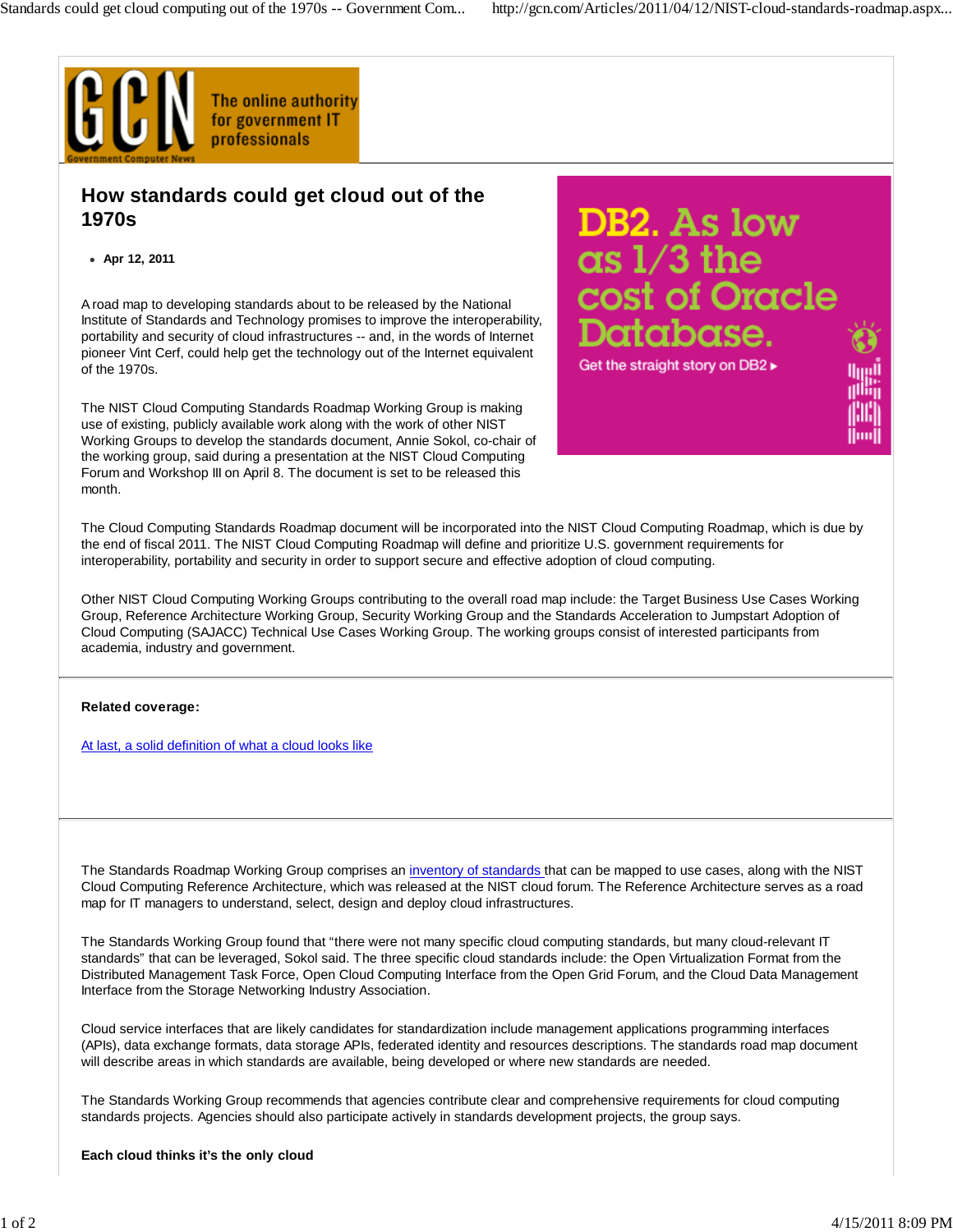# How standards could get cloud out of the 1970s

- **Apr 12, 2011**

A road map to developing standards about to be released by the National Institute of Standards and Technology promises to improve the interoperability, portability and security of cloud infrastructures -- and, in the words of Internet pioneer Vint Cerf, could help get the technology out of the Internet equivalent of the 1970s.

The NIST Cloud Computing Standards Roadmap Working Group is making use of existing, publicly available work along with the work of other NIST Working Groups to develop the standards document, Annie Sokol, co-chair of the working group, said during a presentation at the NIST Cloud Computing Forum and Workshop III on April 8. The document is set to be released this month.

The Cloud Computing Standards Roadmap document will be incorporated into the NIST Cloud Computing Roadmap, which is due by the end of fiscal 2011. The NIST Cloud Computing Roadmap will define and prioritize U.S. government requirements for interoperability, portability and security in order to support secure and effective adoption of cloud computing.

Other NIST Cloud Computing Working Groups contributing to the overall road map include: the Target Business Use Cases Working Group, Reference Architecture Working Group, Security Working Group and the Standards Acceleration to Jumpstart Adoption of Cloud Computing (SAJACC) Technical Use Cases Working Group. The working groups consist of interested participants from academia, industry and government.

**Related coverage:**

At last, a solid definition of what a cloud looks like

The Standards Roadmap Working Group comprises an inventory of standards that can be mapped to use cases, along with the NIST Cloud Computing Reference Architecture, which was released at the NIST cloud forum. The Reference Architecture serves as a road map for IT managers to understand, select, design and deploy cloud infrastructures.

The Standards Working Group found that "there were not many specific cloud computing standards, but many cloud-relevant IT standards" that can be leveraged, Sokol said. The three specific cloud standards include: the Open Virtualization Format from the Distributed Management Task Force, Open Cloud Computing Interface from the Open Grid Forum, and the Cloud Data Management Interface from the Storage Networking Industry Association.

Cloud service interfaces that are likely candidates for standardization include management applications programming interfaces (APIs), data exchange formats, data storage APIs, federated identity and resources descriptions. The standards road map document will describe areas in which standards are available, being developed or where new standards are needed.

The Standards Working Group recommends that agencies contribute clear and comprehensive requirements for cloud computing standards projects. Agencies should also participate actively in standards development projects, the group says.

**Each cloud thinks it's the only cloud**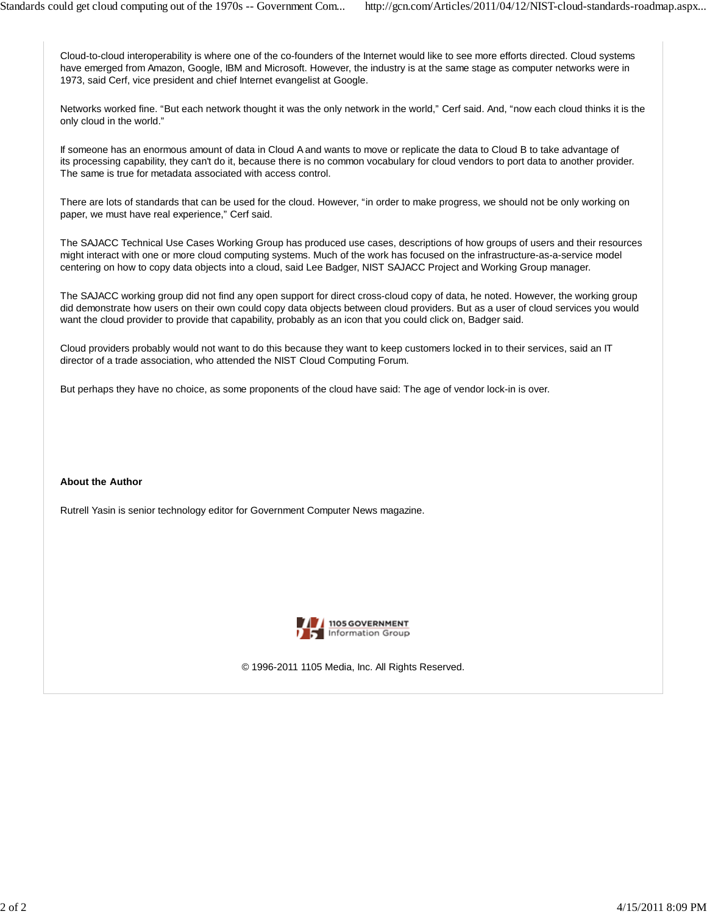Cloud-to-cloud interoperability is where one of the co-founders of the Internet would like to see more efforts directed. Cloud systems have emerged from Amazon, Google, IBM and Microsoft. However, the industry is at the same stage as computer networks were in 1973, said Cerf, vice president and chief Internet evangelist at Google.

Networks worked fine. “But each network thought it was the only network in the world,” Cerf said. And, “now each cloud thinks it is the only cloud in the world.”

If someone has an enormous amount of data in Cloud A and wants to move or replicate the data to Cloud B to take advantage of its processing capability, they can't do it, because there is no common vocabulary for cloud vendors to port data to another provider. The same is true for metadata associated with access control.

There are lots of standards that can be used for the cloud. However, “in order to make progress, we should not be only working on paper, we must have real experience,” Cerf said.

The SAJACC Technical Use Cases Working Group has produced use cases, descriptions of how groups of users and their resources might interact with one or more cloud computing systems. Much of the work has focused on the infrastructure-as-a-service model centering on how to copy data objects into a cloud, said Lee Badger, NIST SAJACC Project and Working Group manager.

The SAJACC working group did not find any open support for direct cross-cloud copy of data, he noted. However, the working group did demonstrate how users on their own could copy data objects between cloud providers. But as a user of cloud services you would want the cloud provider to provide that capability, probably as an icon that you could click on, Badger said.

Cloud providers probably would not want to do this because they want to keep customers locked in to their services, said an IT director of a trade association, who attended the NIST Cloud Computing Forum.

But perhaps they have no choice, as some proponents of the cloud have said: The age of vendor lock-in is over.

**About the Author**

Rutrell Yasin is senior technology editor for Government Computer News magazine.

1105 GOVERNMENT Information Group

© 1996-2011 1105 Media, Inc. All Rights Reserved.